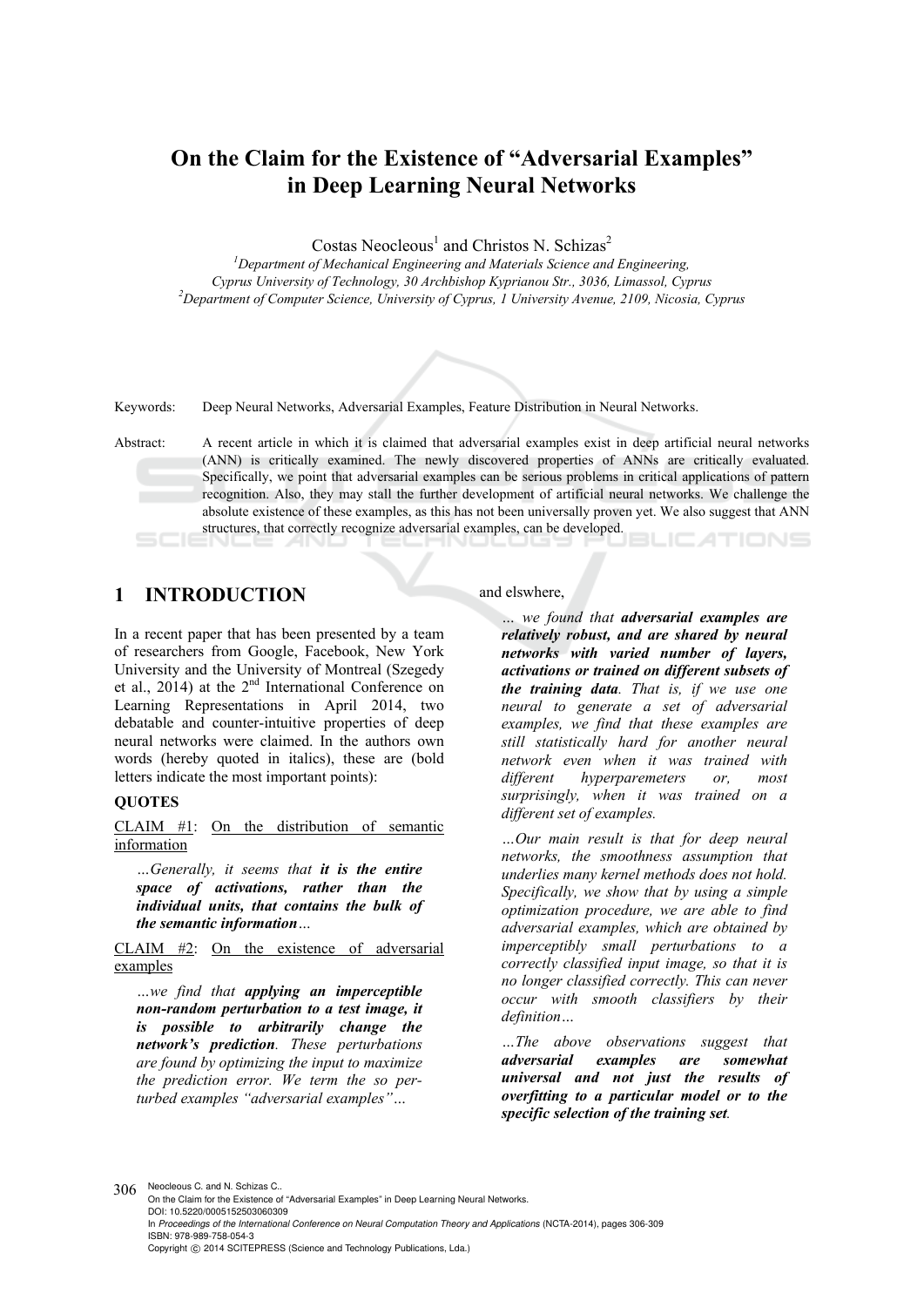# On the Claim for the Existence of "Adversarial Examples" in Deep Learning Neural Networks

Costas Neocleous[1] and Christos N. Schizas[2]

[1]Department of Mechanical Engineering and Materials Science and Engineering, Cyprus University of Technology, 30 Archbishop Kyprianou Str., 3036, Limassol, Cyprus

[2]Department of Computer Science, University of Cyprus, 1 University Avenue, 2109, Nicosia, Cyprus

Keywords: Deep Neural Networks, Adversarial Examples, Feature Distribution in Neural Networks.

Abstract: A recent article in which it is claimed that adversarial examples exist in deep artificial neural networks (ANN) is critically examined. The newly discovered properties of ANNs are critically evaluated. Specifically, we point that adversarial examples can be serious problems in critical applications of pattern recognition. Also, they may stall the further development of artificial neural networks. We challenge the absolute existence of these examples, as this has not been universally proven yet. We also suggest that ANN structures, that correctly recognize adversarial examples, can be developed.

## 1 INTRODUCTION

In a recent paper that has been presented by a team of researchers from Google, Facebook, New York University and the University of Montreal (Szegedy et al., 2014) at the 2nd International Conference on Learning Representations in April 2014, two debatable and counter-intuitive properties of deep neural networks were claimed. In the authors own words (hereby quoted in italics), these are (bold letters indicate the most important points):

**QUOTES**

CLAIM #1: On the distribution of semantic information

> *…Generally, it seems that* ***it is the entire space of activations, rather than the individual units, that contains the bulk of the semantic information****…*

CLAIM #2: On the existence of adversarial examples

> *…we find that* ***applying an imperceptible non-random perturbation to a test image, it is possible to arbitrarily change the network's prediction****. These perturbations are found by optimizing the input to maximize the prediction error. We term the so per-turbed examples "adversarial examples"…*

and elswhere,

> *… we found that* ***adversarial examples are relatively robust, and are shared by neural networks with varied number of layers, activations or trained on different subsets of the training data****. That is, if we use one neural to generate a set of adversarial examples, we find that these examples are still statistically hard for another neural network even when it was trained with different hyperparemeters or, most surprisingly, when it was trained on a different set of examples.*

> *…Our main result is that for deep neural networks, the smoothness assumption that underlies many kernel methods does not hold. Specifically, we show that by using a simple optimization procedure, we are able to find adversarial examples, which are obtained by imperceptibly small perturbations to a correctly classified input image, so that it is no longer classified correctly. This can never occur with smooth classifiers by their definition…*

> *…The above observations suggest that* ***adversarial examples are somewhat universal and not just the results of overfitting to a particular model or to the specific selection of the training set****.*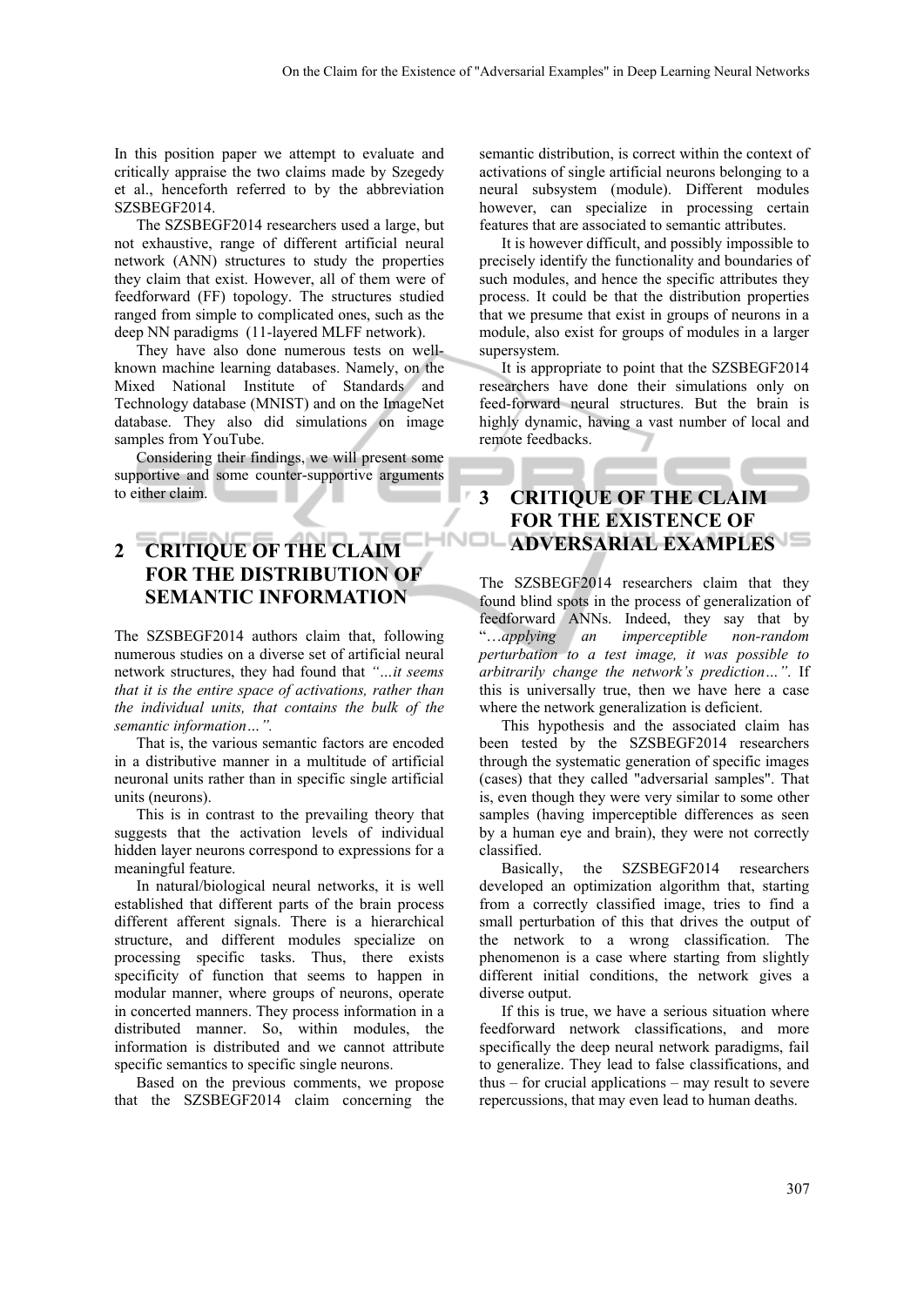In this position paper we attempt to evaluate and critically appraise the two claims made by Szegedy et al., henceforth referred to by the abbreviation SZSBEGF2014.

The SZSBEGF2014 researchers used a large, but not exhaustive, range of different artificial neural network (ANN) structures to study the properties they claim that exist. However, all of them were of feedforward (FF) topology. The structures studied ranged from simple to complicated ones, such as the deep NN paradigms (11-layered MLFF network).

They have also done numerous tests on well-known machine learning databases. Namely, on the Mixed National Institute of Standards and Technology database (MNIST) and on the ImageNet database. They also did simulations on image samples from YouTube.

Considering their findings, we will present some supportive and some counter-supportive arguments to either claim.

## 2 CRITIQUE OF THE CLAIM FOR THE DISTRIBUTION OF SEMANTIC INFORMATION

The SZSBEGF2014 authors claim that, following numerous studies on a diverse set of artificial neural network structures, they had found that *"…it seems that it is the entire space of activations, rather than the individual units, that contains the bulk of the semantic information…".*

That is, the various semantic factors are encoded in a distributive manner in a multitude of artificial neuronal units rather than in specific single artificial units (neurons).

This is in contrast to the prevailing theory that suggests that the activation levels of individual hidden layer neurons correspond to expressions for a meaningful feature.

In natural/biological neural networks, it is well established that different parts of the brain process different afferent signals. There is a hierarchical structure, and different modules specialize on processing specific tasks. Thus, there exists specificity of function that seems to happen in modular manner, where groups of neurons, operate in concerted manners. They process information in a distributed manner. So, within modules, the information is distributed and we cannot attribute specific semantics to specific single neurons.

Based on the previous comments, we propose that the SZSBEGF2014 claim concerning the semantic distribution, is correct within the context of activations of single artificial neurons belonging to a neural subsystem (module). Different modules however, can specialize in processing certain features that are associated to semantic attributes.

It is however difficult, and possibly impossible to precisely identify the functionality and boundaries of such modules, and hence the specific attributes they process. It could be that the distribution properties that we presume that exist in groups of neurons in a module, also exist for groups of modules in a larger supersystem.

It is appropriate to point that the SZSBEGF2014 researchers have done their simulations only on feed-forward neural structures. But the brain is highly dynamic, having a vast number of local and remote feedbacks.

## 3 CRITIQUE OF THE CLAIM FOR THE EXISTENCE OF ADVERSARIAL EXAMPLES

The SZSBEGF2014 researchers claim that they found blind spots in the process of generalization of feedforward ANNs. Indeed, they say that by "…*applying an imperceptible non-random perturbation to a test image, it was possible to arbitrarily change the network's prediction…"*. If this is universally true, then we have here a case where the network generalization is deficient.

This hypothesis and the associated claim has been tested by the SZSBEGF2014 researchers through the systematic generation of specific images (cases) that they called "adversarial samples". That is, even though they were very similar to some other samples (having imperceptible differences as seen by a human eye and brain), they were not correctly classified.

Basically, the SZSBEGF2014 researchers developed an optimization algorithm that, starting from a correctly classified image, tries to find a small perturbation of this that drives the output of the network to a wrong classification. The phenomenon is a case where starting from slightly different initial conditions, the network gives a diverse output.

If this is true, we have a serious situation where feedforward network classifications, and more specifically the deep neural network paradigms, fail to generalize. They lead to false classifications, and thus – for crucial applications – may result to severe repercussions, that may even lead to human deaths.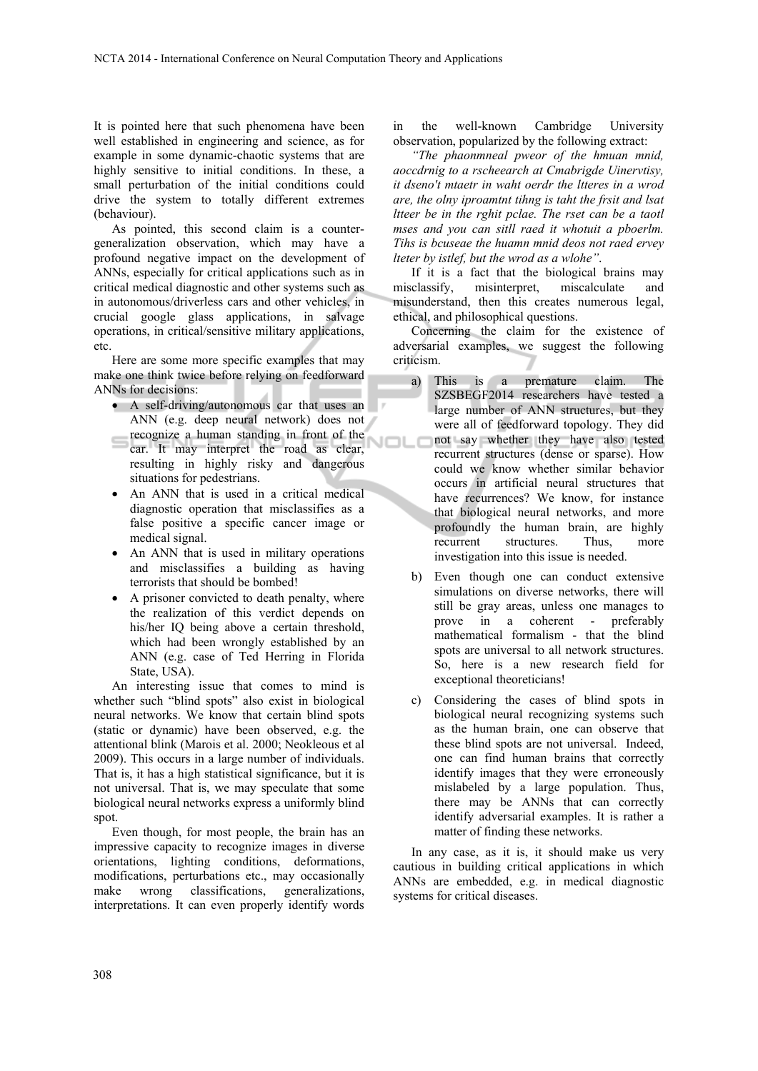It is pointed here that such phenomena have been well established in engineering and science, as for example in some dynamic-chaotic systems that are highly sensitive to initial conditions. In these, a small perturbation of the initial conditions could drive the system to totally different extremes (behaviour).

As pointed, this second claim is a counter-generalization observation, which may have a profound negative impact on the development of ANNs, especially for critical applications such as in critical medical diagnostic and other systems such as in autonomous/driverless cars and other vehicles, in crucial google glass applications, in salvage operations, in critical/sensitive military applications, etc.

Here are some more specific examples that may make one think twice before relying on feedforward ANNs for decisions:

- A self-driving/autonomous car that uses an ANN (e.g. deep neural network) does not recognize a human standing in front of the car. It may interpret the road as clear, resulting in highly risky and dangerous situations for pedestrians.
- An ANN that is used in a critical medical diagnostic operation that misclassifies as a false positive a specific cancer image or medical signal.
- An ANN that is used in military operations and misclassifies a building as having terrorists that should be bombed!
- A prisoner convicted to death penalty, where the realization of this verdict depends on his/her IQ being above a certain threshold, which had been wrongly established by an ANN (e.g. case of Ted Herring in Florida State, USA).

An interesting issue that comes to mind is whether such "blind spots" also exist in biological neural networks. We know that certain blind spots (static or dynamic) have been observed, e.g. the attentional blink (Marois et al. 2000; Neokleous et al 2009). This occurs in a large number of individuals. That is, it has a high statistical significance, but it is not universal. That is, we may speculate that some biological neural networks express a uniformly blind spot.

Even though, for most people, the brain has an impressive capacity to recognize images in diverse orientations, lighting conditions, deformations, modifications, perturbations etc., may occasionally make wrong classifications, generalizations, interpretations. It can even properly identify words in the well-known Cambridge University observation, popularized by the following extract:

*"The phaonmneal pweor of the hmuan mnid, aoccdrnig to a rscheearch at Cmabrigde Uinervtisy, it dseno't mtaetr in waht oerdr the ltteres in a wrod are, the olny iproamtnt tihng is taht the frsit and lsat ltteer be in the rghit pclae. The rset can be a taotl mses and you can sitll raed it whotuit a pboerlm. Tihs is bcuseae the huamn mnid deos not raed ervey lteter by istlef, but the wrod as a wlohe".*

If it is a fact that the biological brains may misclassify, misinterpret, miscalculate and misunderstand, then this creates numerous legal, ethical, and philosophical questions.

Concerning the claim for the existence of adversarial examples, we suggest the following criticism.

a) This is a premature claim. The SZSBEGF2014 researchers have tested a large number of ANN structures, but they were all of feedforward topology. They did not say whether they have also tested recurrent structures (dense or sparse). How could we know whether similar behavior occurs in artificial neural structures that have recurrences? We know, for instance that biological neural networks, and more profoundly the human brain, are highly recurrent structures. Thus, more investigation into this issue is needed.

b) Even though one can conduct extensive simulations on diverse networks, there will still be gray areas, unless one manages to prove in a coherent - preferably mathematical formalism - that the blind spots are universal to all network structures. So, here is a new research field for exceptional theoreticians!

c) Considering the cases of blind spots in biological neural recognizing systems such as the human brain, one can observe that these blind spots are not universal. Indeed, one can find human brains that correctly identify images that they were erroneously mislabeled by a large population. Thus, there may be ANNs that can correctly identify adversarial examples. It is rather a matter of finding these networks.

In any case, as it is, it should make us very cautious in building critical applications in which ANNs are embedded, e.g. in medical diagnostic systems for critical diseases.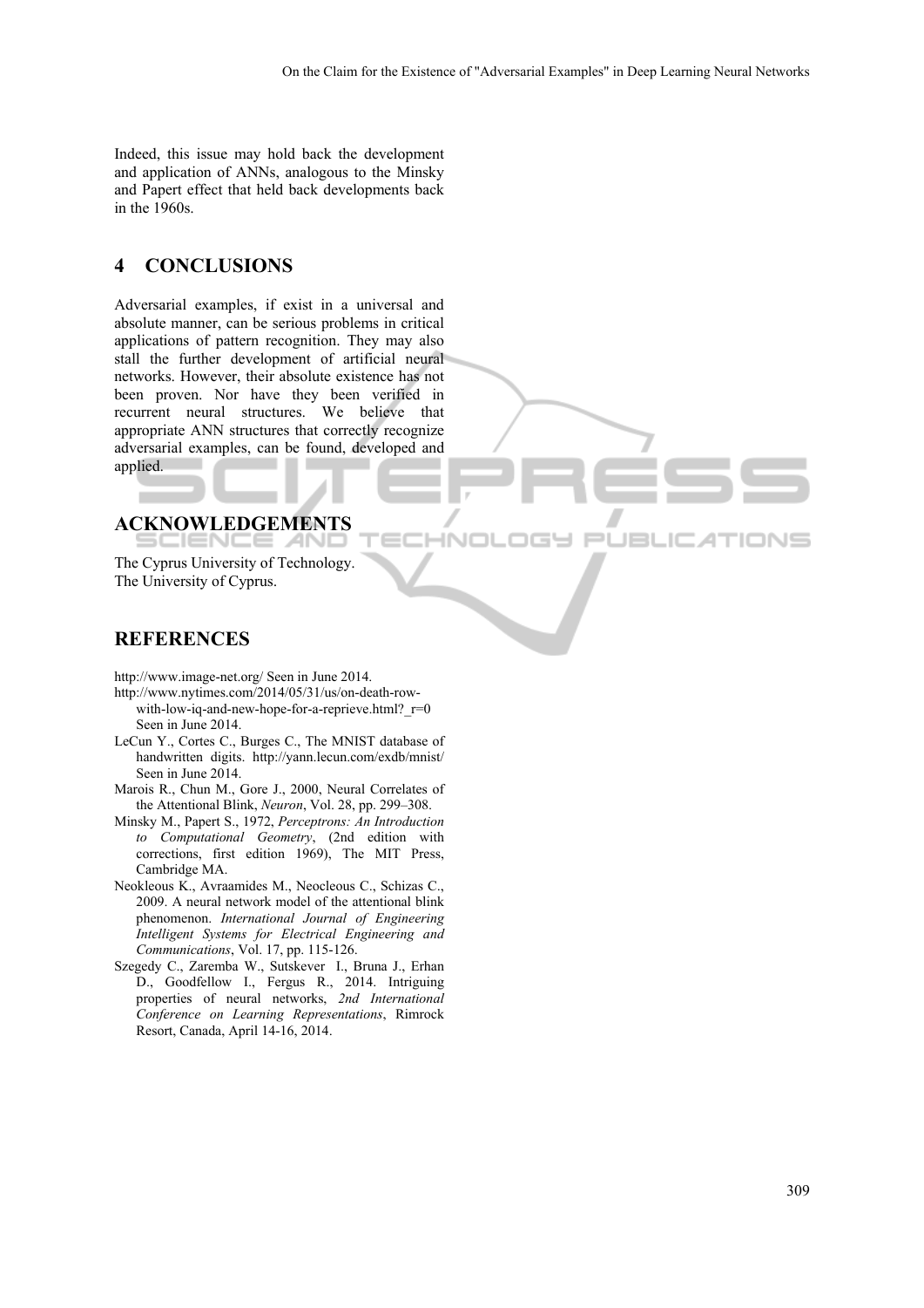Indeed, this issue may hold back the development and application of ANNs, analogous to the Minsky and Papert effect that held back developments back in the 1960s.

## 4 CONCLUSIONS

Adversarial examples, if exist in a universal and absolute manner, can be serious problems in critical applications of pattern recognition. They may also stall the further development of artificial neural networks. However, their absolute existence has not been proven. Nor have they been verified in recurrent neural structures. We believe that appropriate ANN structures that correctly recognize adversarial examples, can be found, developed and applied.

## ACKNOWLEDGEMENTS

The Cyprus University of Technology.
The University of Cyprus.

## REFERENCES

http://www.image-net.org/ Seen in June 2014.

http://www.nytimes.com/2014/05/31/us/on-death-row-with-low-iq-and-new-hope-for-a-reprieve.html?_r=0 Seen in June 2014.

LeCun Y., Cortes C., Burges C., The MNIST database of handwritten digits. http://yann.lecun.com/exdb/mnist/ Seen in June 2014.

Marois R., Chun M., Gore J., 2000, Neural Correlates of the Attentional Blink, *Neuron*, Vol. 28, pp. 299–308.

Minsky M., Papert S., 1972, *Perceptrons: An Introduction to Computational Geometry*, (2nd edition with corrections, first edition 1969), The MIT Press, Cambridge MA.

Neokleous K., Avraamides M., Neocleous C., Schizas C., 2009. A neural network model of the attentional blink phenomenon. *International Journal of Engineering Intelligent Systems for Electrical Engineering and Communications*, Vol. 17, pp. 115-126.

Szegedy C., Zaremba W., Sutskever I., Bruna J., Erhan D., Goodfellow I., Fergus R., 2014. Intriguing properties of neural networks, *2nd International Conference on Learning Representations*, Rimrock Resort, Canada, April 14-16, 2014.